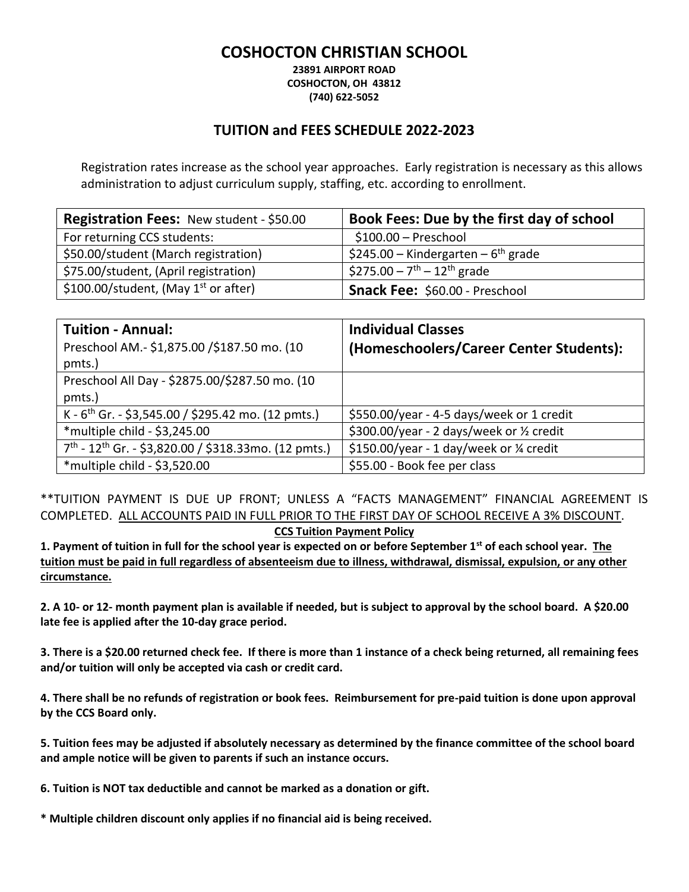# COSHOCTON CHRISTIAN SCHOOL

**23891 AIRPORT ROAD**
**COSHOCTON, OH 43812**
**(740) 622-5052**

## TUITION and FEES SCHEDULE 2022-2023

Registration rates increase as the school year approaches. Early registration is necessary as this allows administration to adjust curriculum supply, staffing, etc. according to enrollment.

| **Registration Fees:** New student - $50.00 | **Book Fees: Due by the first day of school** |
|---|---|
| For returning CCS students: | $100.00 – Preschool |
| $50.00/student (March registration) | $245.00 – Kindergarten – 6th grade |
| $75.00/student, (April registration) | $275.00 – 7th – 12th grade |
| $100.00/student, (May 1st or after) | **Snack Fee:** $60.00 - Preschool |

| **Tuition - Annual:** Preschool AM.- $1,875.00 /$187.50 mo. (10 pmts.) | **Individual Classes (Homeschoolers/Career Center Students):** |
|---|---|
| Preschool All Day - $2875.00/$287.50 mo. (10 pmts.) | |
| K - 6th Gr. - $3,545.00 / $295.42 mo. (12 pmts.) | $550.00/year - 4-5 days/week or 1 credit |
| *multiple child - $3,245.00 | $300.00/year - 2 days/week or ½ credit |
| 7th - 12th Gr. - $3,820.00 / $318.33mo. (12 pmts.) | $150.00/year - 1 day/week or ¼ credit |
| *multiple child - $3,520.00 | $55.00 - Book fee per class |

**TUITION PAYMENT IS DUE UP FRONT; UNLESS A "FACTS MANAGEMENT" FINANCIAL AGREEMENT IS COMPLETED. ALL ACCOUNTS PAID IN FULL PRIOR TO THE FIRST DAY OF SCHOOL RECEIVE A 3% DISCOUNT.

**CCS Tuition Payment Policy**

**1. Payment of tuition in full for the school year is expected on or before September 1st of each school year. The tuition must be paid in full regardless of absenteeism due to illness, withdrawal, dismissal, expulsion, or any other circumstance.**

**2. A 10- or 12- month payment plan is available if needed, but is subject to approval by the school board. A $20.00 late fee is applied after the 10-day grace period.**

**3. There is a $20.00 returned check fee. If there is more than 1 instance of a check being returned, all remaining fees and/or tuition will only be accepted via cash or credit card.**

**4. There shall be no refunds of registration or book fees. Reimbursement for pre-paid tuition is done upon approval by the CCS Board only.**

**5. Tuition fees may be adjusted if absolutely necessary as determined by the finance committee of the school board and ample notice will be given to parents if such an instance occurs.**

**6. Tuition is NOT tax deductible and cannot be marked as a donation or gift.**

**\* Multiple children discount only applies if no financial aid is being received.**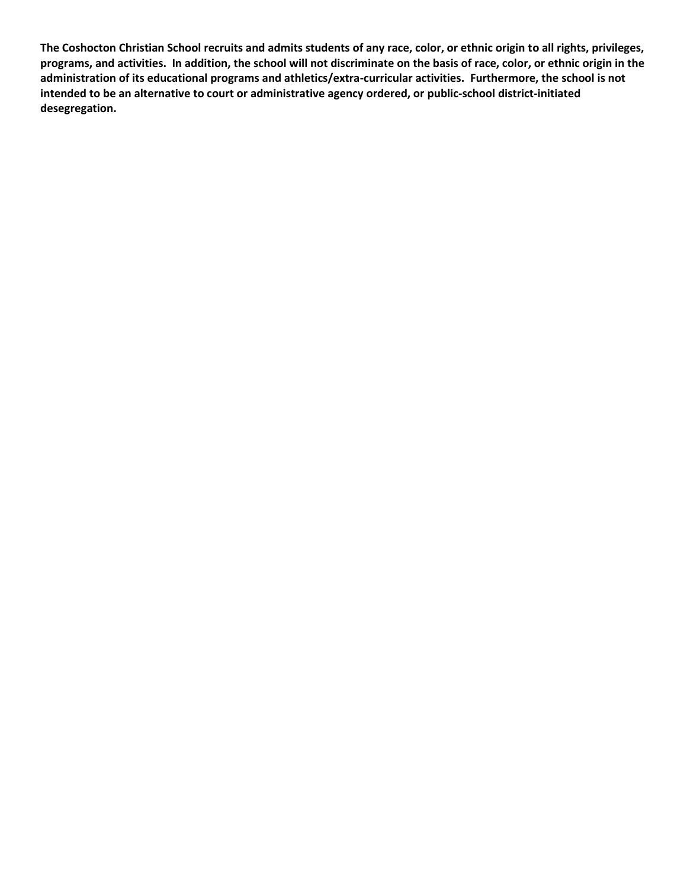**The Coshocton Christian School recruits and admits students of any race, color, or ethnic origin to all rights, privileges, programs, and activities. In addition, the school will not discriminate on the basis of race, color, or ethnic origin in the administration of its educational programs and athletics/extra-curricular activities. Furthermore, the school is not intended to be an alternative to court or administrative agency ordered, or public-school district-initiated desegregation.**